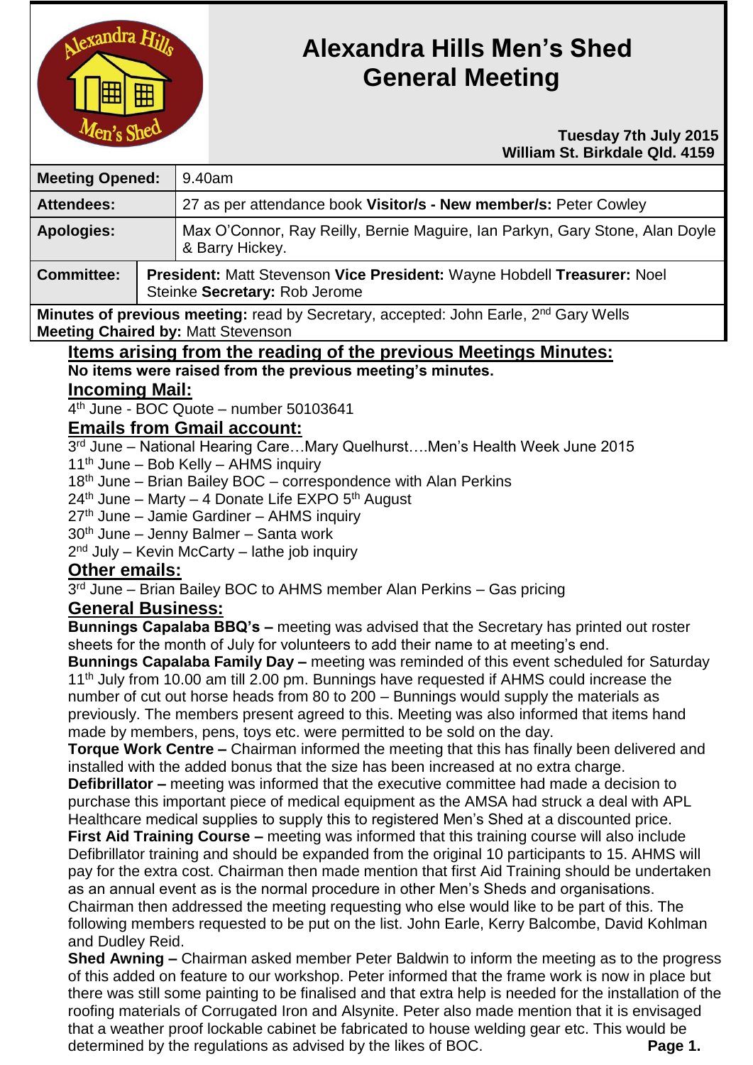# Alexandra Hills Men's Shed General Meeting

**Tuesday 7th July 2015**
**William St. Birkdale Qld. 4159**

| **Meeting Opened:** | 9.40am |
|---|---|
| **Attendees:** | 27 as per attendance book **Visitor/s - New member/s:** Peter Cowley |
| **Apologies:** | Max O'Connor, Ray Reilly, Bernie Maguire, Ian Parkyn, Gary Stone, Alan Doyle & Barry Hickey. |
| **Committee:** | **President:** Matt Stevenson **Vice President:** Wayne Hobdell **Treasurer:** Noel Steinke **Secretary:** Rob Jerome |

**Minutes of previous meeting:** read by Secretary, accepted: John Earle, 2nd Gary Wells
**Meeting Chaired by:** Matt Stevenson

## Items arising from the reading of the previous Meetings Minutes:

**No items were raised from the previous meeting's minutes.**

## Incoming Mail:

4th June - BOC Quote – number 50103641

## Emails from Gmail account:

3rd June – National Hearing Care…Mary Quelhurst….Men's Health Week June 2015
11th June – Bob Kelly – AHMS inquiry
18th June – Brian Bailey BOC – correspondence with Alan Perkins
24th June – Marty – 4 Donate Life EXPO 5th August
27th June – Jamie Gardiner – AHMS inquiry
30th June – Jenny Balmer – Santa work
2nd July – Kevin McCarty – lathe job inquiry

## Other emails:

3rd June – Brian Bailey BOC to AHMS member Alan Perkins – Gas pricing

## General Business:

**Bunnings Capalaba BBQ's –** meeting was advised that the Secretary has printed out roster sheets for the month of July for volunteers to add their name to at meeting's end.

**Bunnings Capalaba Family Day –** meeting was reminded of this event scheduled for Saturday 11th July from 10.00 am till 2.00 pm. Bunnings have requested if AHMS could increase the number of cut out horse heads from 80 to 200 – Bunnings would supply the materials as previously. The members present agreed to this. Meeting was also informed that items hand made by members, pens, toys etc. were permitted to be sold on the day.

**Torque Work Centre –** Chairman informed the meeting that this has finally been delivered and installed with the added bonus that the size has been increased at no extra charge.

**Defibrillator –** meeting was informed that the executive committee had made a decision to purchase this important piece of medical equipment as the AMSA had struck a deal with APL Healthcare medical supplies to supply this to registered Men's Shed at a discounted price.

**First Aid Training Course –** meeting was informed that this training course will also include Defibrillator training and should be expanded from the original 10 participants to 15. AHMS will pay for the extra cost. Chairman then made mention that first Aid Training should be undertaken as an annual event as is the normal procedure in other Men's Sheds and organisations. Chairman then addressed the meeting requesting who else would like to be part of this. The following members requested to be put on the list. John Earle, Kerry Balcombe, David Kohlman and Dudley Reid.

**Shed Awning –** Chairman asked member Peter Baldwin to inform the meeting as to the progress of this added on feature to our workshop. Peter informed that the frame work is now in place but there was still some painting to be finalised and that extra help is needed for the installation of the roofing materials of Corrugated Iron and Alsynite. Peter also made mention that it is envisaged that a weather proof lockable cabinet be fabricated to house welding gear etc. This would be determined by the regulations as advised by the likes of BOC.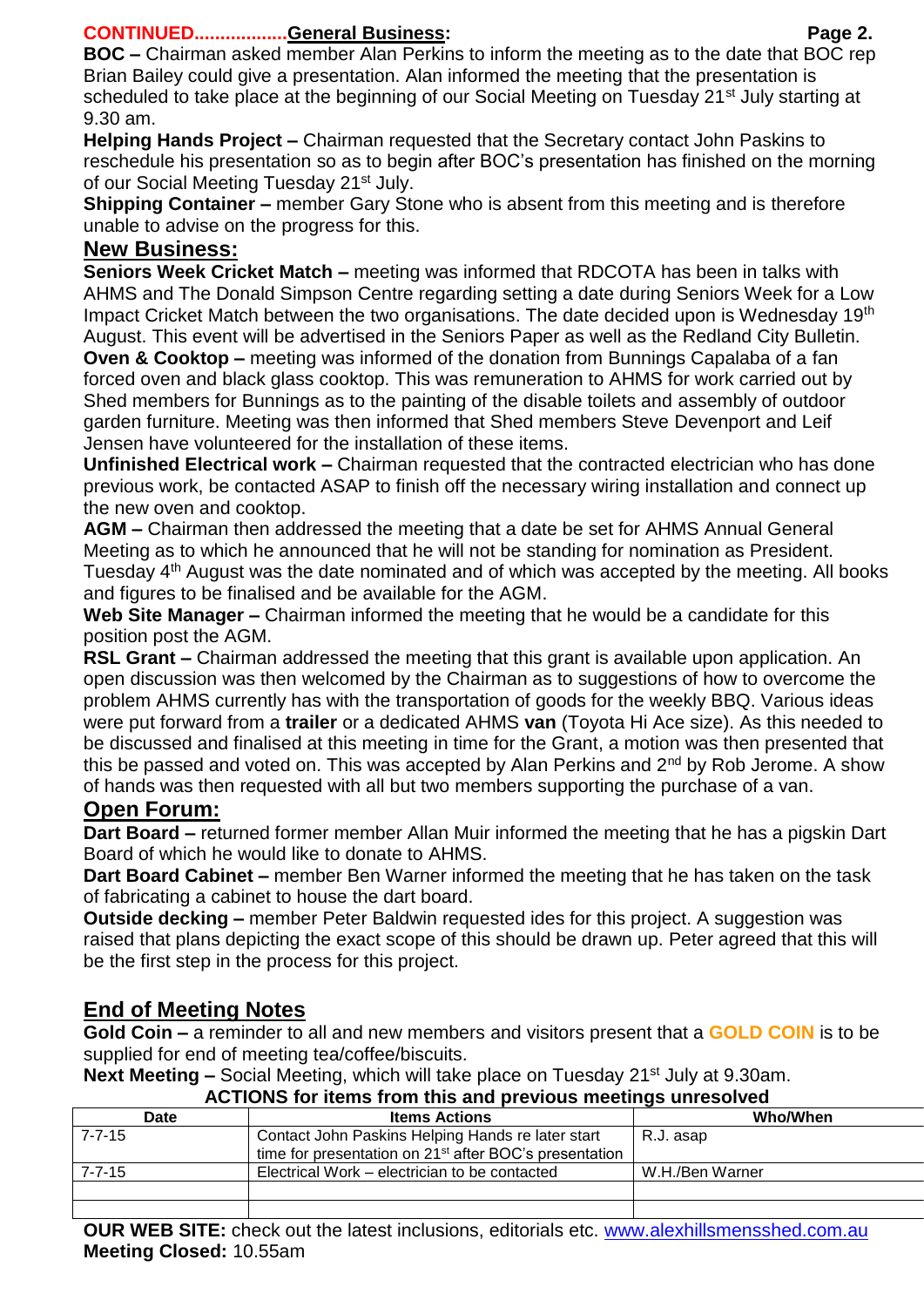**CONTINUED..................General Business:**

**BOC –** Chairman asked member Alan Perkins to inform the meeting as to the date that BOC rep Brian Bailey could give a presentation. Alan informed the meeting that the presentation is scheduled to take place at the beginning of our Social Meeting on Tuesday 21st July starting at 9.30 am.

**Helping Hands Project –** Chairman requested that the Secretary contact John Paskins to reschedule his presentation so as to begin after BOC's presentation has finished on the morning of our Social Meeting Tuesday 21st July.

**Shipping Container –** member Gary Stone who is absent from this meeting and is therefore unable to advise on the progress for this.

## New Business:

**Seniors Week Cricket Match –** meeting was informed that RDCOTA has been in talks with AHMS and The Donald Simpson Centre regarding setting a date during Seniors Week for a Low Impact Cricket Match between the two organisations. The date decided upon is Wednesday 19th August. This event will be advertised in the Seniors Paper as well as the Redland City Bulletin.

**Oven & Cooktop –** meeting was informed of the donation from Bunnings Capalaba of a fan forced oven and black glass cooktop. This was remuneration to AHMS for work carried out by Shed members for Bunnings as to the painting of the disable toilets and assembly of outdoor garden furniture. Meeting was then informed that Shed members Steve Devenport and Leif Jensen have volunteered for the installation of these items.

**Unfinished Electrical work –** Chairman requested that the contracted electrician who has done previous work, be contacted ASAP to finish off the necessary wiring installation and connect up the new oven and cooktop.

**AGM –** Chairman then addressed the meeting that a date be set for AHMS Annual General Meeting as to which he announced that he will not be standing for nomination as President. Tuesday 4th August was the date nominated and of which was accepted by the meeting. All books and figures to be finalised and be available for the AGM.

**Web Site Manager –** Chairman informed the meeting that he would be a candidate for this position post the AGM.

**RSL Grant –** Chairman addressed the meeting that this grant is available upon application. An open discussion was then welcomed by the Chairman as to suggestions of how to overcome the problem AHMS currently has with the transportation of goods for the weekly BBQ. Various ideas were put forward from a **trailer** or a dedicated AHMS **van** (Toyota Hi Ace size). As this needed to be discussed and finalised at this meeting in time for the Grant, a motion was then presented that this be passed and voted on. This was accepted by Alan Perkins and 2nd by Rob Jerome. A show of hands was then requested with all but two members supporting the purchase of a van.

## Open Forum:

**Dart Board –** returned former member Allan Muir informed the meeting that he has a pigskin Dart Board of which he would like to donate to AHMS.

**Dart Board Cabinet –** member Ben Warner informed the meeting that he has taken on the task of fabricating a cabinet to house the dart board.

**Outside decking –** member Peter Baldwin requested ides for this project. A suggestion was raised that plans depicting the exact scope of this should be drawn up. Peter agreed that this will be the first step in the process for this project.

## End of Meeting Notes

**Gold Coin –** a reminder to all and new members and visitors present that a **GOLD COIN** is to be supplied for end of meeting tea/coffee/biscuits.

**Next Meeting –** Social Meeting, which will take place on Tuesday 21st July at 9.30am.

**ACTIONS for items from this and previous meetings unresolved**

| Date | Items Actions | Who/When |
|---|---|---|
| 7-7-15 | Contact John Paskins Helping Hands re later start time for presentation on 21st after BOC's presentation | R.J. asap |
| 7-7-15 | Electrical Work – electrician to be contacted | W.H./Ben Warner |
| | | |
| | | |

**OUR WEB SITE:** check out the latest inclusions, editorials etc. www.alexhillsmensshed.com.au

**Meeting Closed:** 10.55am